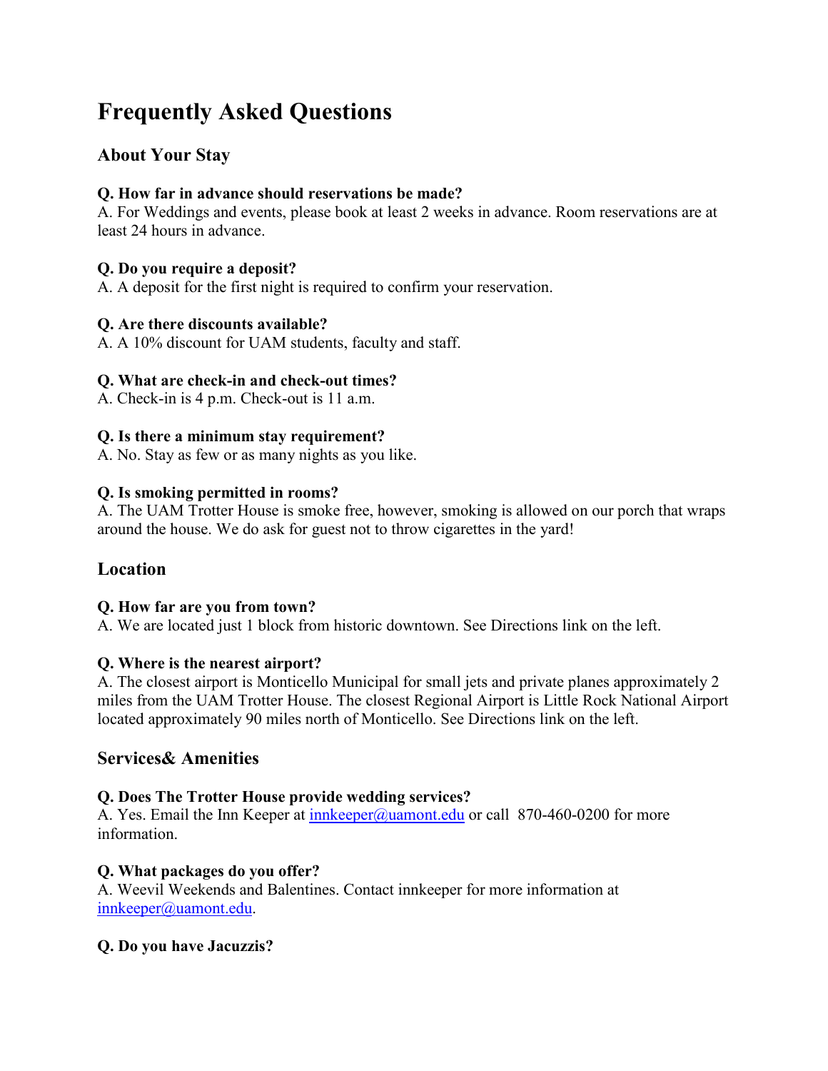# Frequently Asked Questions

## About Your Stay

**Q. How far in advance should reservations be made?**
A. For Weddings and events, please book at least 2 weeks in advance. Room reservations are at least 24 hours in advance.

**Q. Do you require a deposit?**
A. A deposit for the first night is required to confirm your reservation.

**Q. Are there discounts available?**
A. A 10% discount for UAM students, faculty and staff.

**Q. What are check-in and check-out times?**
A. Check-in is 4 p.m. Check-out is 11 a.m.

**Q. Is there a minimum stay requirement?**
A. No. Stay as few or as many nights as you like.

**Q. Is smoking permitted in rooms?**
A. The UAM Trotter House is smoke free, however, smoking is allowed on our porch that wraps around the house. We do ask for guest not to throw cigarettes in the yard!

## Location

**Q. How far are you from town?**
A. We are located just 1 block from historic downtown. See Directions link on the left.

**Q. Where is the nearest airport?**
A. The closest airport is Monticello Municipal for small jets and private planes approximately 2 miles from the UAM Trotter House. The closest Regional Airport is Little Rock National Airport located approximately 90 miles north of Monticello. See Directions link on the left.

## Services& Amenities

**Q. Does The Trotter House provide wedding services?**
A. Yes. Email the Inn Keeper at innkeeper@uamont.edu or call 870-460-0200 for more information.

**Q. What packages do you offer?**
A. Weevil Weekends and Balentines. Contact innkeeper for more information at innkeeper@uamont.edu.

**Q. Do you have Jacuzzis?**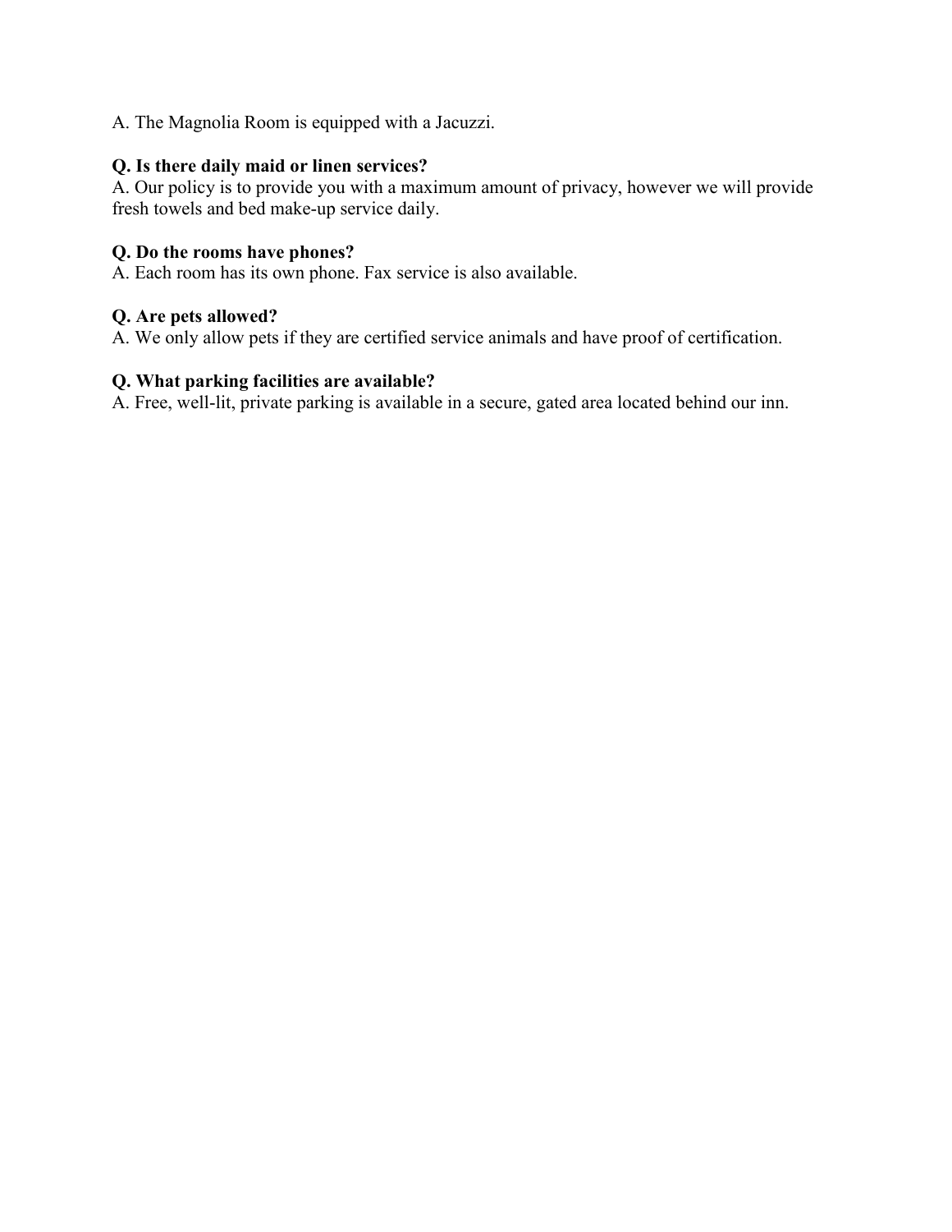A. The Magnolia Room is equipped with a Jacuzzi.

**Q. Is there daily maid or linen services?**
A. Our policy is to provide you with a maximum amount of privacy, however we will provide fresh towels and bed make-up service daily.

**Q. Do the rooms have phones?**
A. Each room has its own phone. Fax service is also available.

**Q. Are pets allowed?**
A. We only allow pets if they are certified service animals and have proof of certification.

**Q. What parking facilities are available?**
A. Free, well-lit, private parking is available in a secure, gated area located behind our inn.